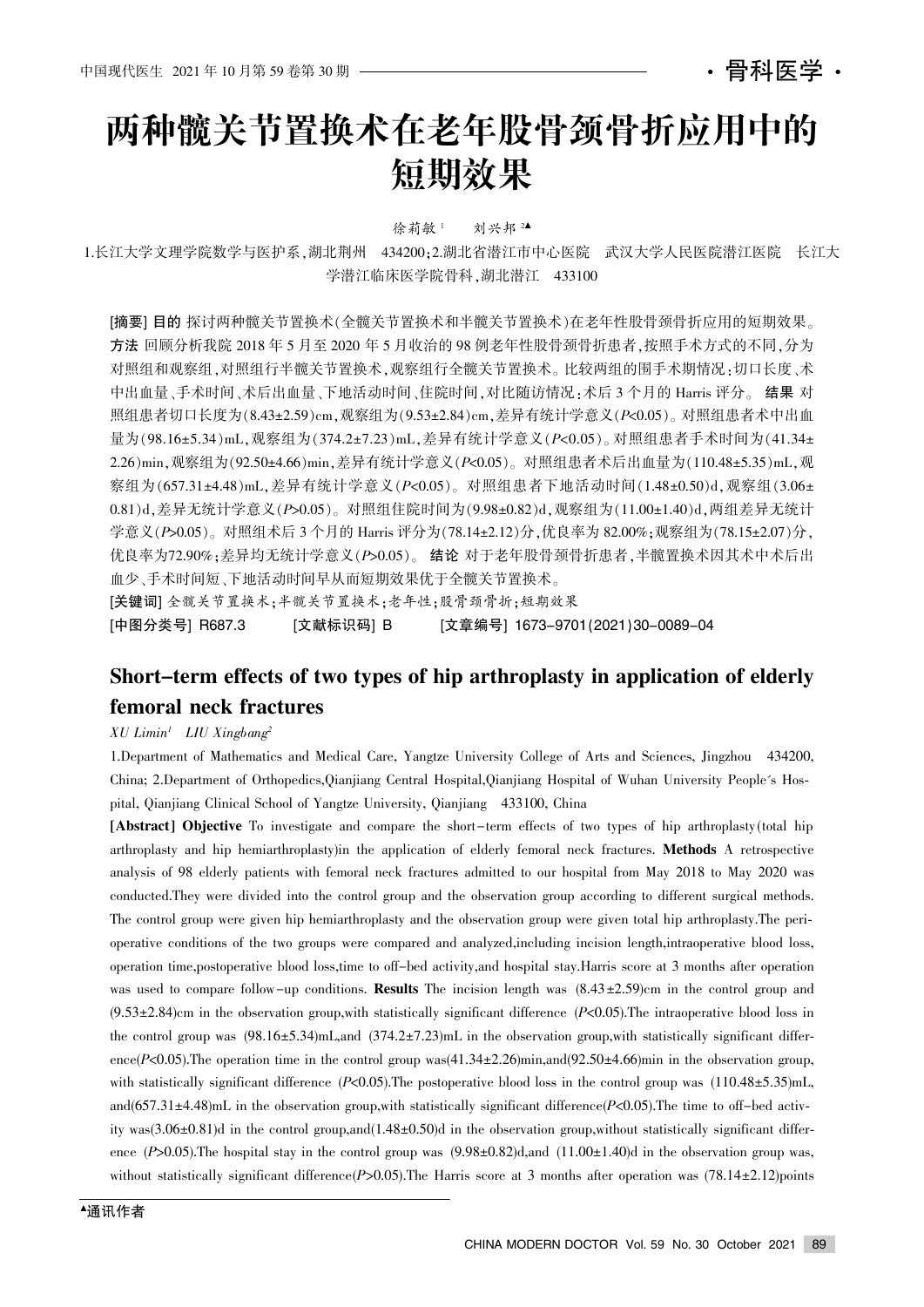# 两种髋关节置换术在老年股骨颈骨折应用中的短期效果

徐莉敏[1] 刘兴邦[2▲]

1.长江大学文理学院数学与医护系,湖北荆州 434200;2.湖北省潜江市中心医院 武汉大学人民医院潜江医院 长江大学潜江临床医学院骨科,湖北潜江 433100

**[摘要] 目的** 探讨两种髋关节置换术(全髋关节置换术和半髋关节置换术)在老年性股骨颈骨折应用的短期效果。**方法** 回顾分析我院 2018 年 5 月至 2020 年 5 月收治的 98 例老年性股骨颈骨折患者,按照手术方式的不同,分为对照组和观察组,对照组行半髋关节置换术,观察组行全髋关节置换术。比较两组的围手术期情况:切口长度、术中出血量、手术时间、术后出血量、下地活动时间、住院时间,对比随访情况:术后 3 个月的 Harris 评分。**结果** 对照组患者切口长度为(8.43±2.59)cm,观察组为(9.53±2.84)cm,差异有统计学意义($P$<0.05)。对照组患者术中出血量为(98.16±5.34)mL,观察组为(374.2±7.23)mL,差异有统计学意义($P$<0.05)。对照组患者手术时间为(41.34±2.26)min,观察组为(92.50±4.66)min,差异有统计学意义($P$<0.05)。对照组患者术后出血量为(110.48±5.35)mL,观察组为(657.31±4.48)mL,差异有统计学意义($P$<0.05)。对照组患者下地活动时间(1.48±0.50)d,观察组(3.06±0.81)d,差异无统计学意义($P$>0.05)。对照组住院时间为(9.98±0.82)d,观察组为(11.00±1.40)d,两组差异无统计学意义($P$>0.05)。对照组术后 3 个月的 Harris 评分为(78.14±2.12)分,优良率为 82.00%;观察组为(78.15±2.07)分,优良率为72.90%;差异均无统计学意义($P$>0.05)。**结论** 对于老年股骨颈骨折患者,半髋置换术因其术中术后出血少、手术时间短、下地活动时间早从而短期效果优于全髋关节置换术。

**[关键词]** 全髋关节置换术;半髋关节置换术;老年性;股骨颈骨折;短期效果

**[中图分类号]** R687.3 **[文献标识码]** B **[文章编号]** 1673-9701(2021)30-0089-04

## Short-term effects of two types of hip arthroplasty in application of elderly femoral neck fractures

*XU Limin*[1] *LIU Xingbang*[2]

1.Department of Mathematics and Medical Care, Yangtze University College of Arts and Sciences, Jingzhou 434200, China; 2.Department of Orthopedics,Qianjiang Central Hospital,Qianjiang Hospital of Wuhan University People's Hospital, Qianjiang Clinical School of Yangtze University, Qianjiang 433100, China

**[Abstract] Objective** To investigate and compare the short-term effects of two types of hip arthroplasty(total hip arthroplasty and hip hemiarthroplasty)in the application of elderly femoral neck fractures. **Methods** A retrospective analysis of 98 elderly patients with femoral neck fractures admitted to our hospital from May 2018 to May 2020 was conducted.They were divided into the control group and the observation group according to different surgical methods. The control group were given hip hemiarthroplasty and the observation group were given total hip arthroplasty.The perioperative conditions of the two groups were compared and analyzed,including incision length,intraoperative blood loss, operation time,postoperative blood loss,time to off-bed activity,and hospital stay.Harris score at 3 months after operation was used to compare follow-up conditions. **Results** The incision length was (8.43±2.59)cm in the control group and (9.53±2.84)cm in the observation group,with statistically significant difference ($P$<0.05).The intraoperative blood loss in the control group was (98.16±5.34)mL,and (374.2±7.23)mL in the observation group,with statistically significant difference($P$<0.05).The operation time in the control group was(41.34±2.26)min,and(92.50±4.66)min in the observation group, with statistically significant difference ($P$<0.05).The postoperative blood loss in the control group was (110.48±5.35)mL, and(657.31±4.48)mL in the observation group,with statistically significant difference($P$<0.05).The time to off-bed activity was(3.06±0.81)d in the control group,and(1.48±0.50)d in the observation group,without statistically significant difference ($P$>0.05).The hospital stay in the control group was (9.98±0.82)d,and (11.00±1.40)d in the observation group was, without statistically significant difference($P$>0.05).The Harris score at 3 months after operation was (78.14±2.12)points

▲通讯作者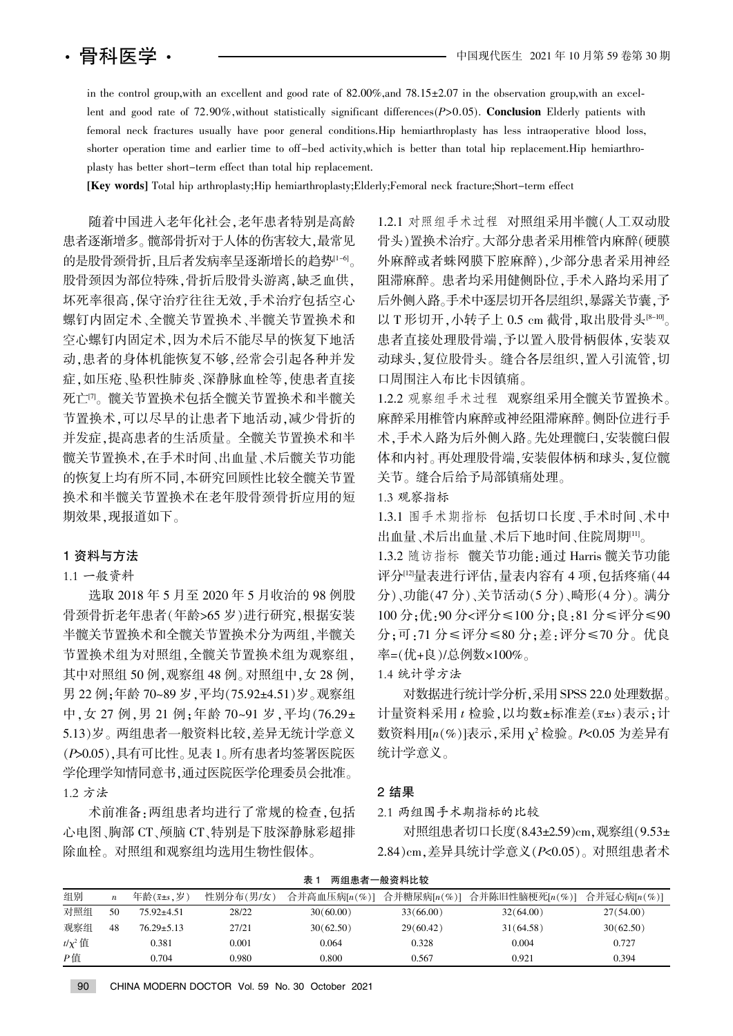in the control group,with an excellent and good rate of 82.00%,and 78.15±2.07 in the observation group,with an excellent and good rate of 72.90%,without statistically significant differences($P$>0.05). **Conclusion** Elderly patients with femoral neck fractures usually have poor general conditions.Hip hemiarthroplasty has less intraoperative blood loss, shorter operation time and earlier time to off-bed activity,which is better than total hip replacement.Hip hemiarthroplasty has better short-term effect than total hip replacement.

**[Key words]** Total hip arthroplasty;Hip hemiarthroplasty;Elderly;Femoral neck fracture;Short-term effect

随着中国进入老年化社会,老年患者特别是高龄患者逐渐增多。髋部骨折对于人体的伤害较大,最常见的是股骨颈骨折,且后者发病率呈逐渐增长的趋势[1-6]。股骨颈因为部位特殊,骨折后股骨头游离,缺乏血供,坏死率很高,保守治疗往往无效,手术治疗包括空心螺钉内固定术、全髋关节置换术、半髋关节置换术和空心螺钉内固定术,因为术后不能尽早的恢复下地活动,患者的身体机能恢复不够,经常会引起各种并发症,如压疮、坠积性肺炎、深静脉血栓等,使患者直接死亡[7]。髋关节置换术包括全髋关节置换术和半髋关节置换术,可以尽早的让患者下地活动,减少骨折的并发症,提高患者的生活质量。全髋关节置换术和半髋关节置换术,在手术时间、出血量、术后髋关节功能的恢复上均有所不同,本研究回顾性比较全髋关节置换术和半髋关节置换术在老年股骨颈骨折应用的短期效果,现报道如下。

## 1 资料与方法

### 1.1 一般资料

选取 2018 年 5 月至 2020 年 5 月收治的 98 例股骨颈骨折老年患者(年龄>65 岁)进行研究,根据安装半髋关节置换术和全髋关节置换术分为两组,半髋关节置换术组为对照组,全髋关节置换术组为观察组,其中对照组 50 例,观察组 48 例。对照组中,女 28 例,男 22 例;年龄 70~89 岁,平均(75.92±4.51)岁。观察组中,女 27 例,男 21 例;年龄 70~91 岁,平均(76.29±5.13)岁。两组患者一般资料比较,差异无统计学意义($P$>0.05),具有可比性。见表 1。所有患者均签署医院医学伦理学知情同意书,通过医院医学伦理委员会批准。

### 1.2 方法

术前准备:两组患者均进行了常规的检查,包括心电图、胸部 CT、颅脑 CT、特别是下肢深静脉彩超排除血栓。对照组和观察组均选用生物性假体。

1.2.1 对照组手术过程　对照组采用半髋(人工双动股骨头)置换术治疗。大部分患者采用椎管内麻醉(硬膜外麻醉或者蛛网膜下腔麻醉),少部分患者采用神经阻滞麻醉。患者均采用健侧卧位,手术入路均采用了后外侧入路。手术中逐层切开各层组织,暴露关节囊,予以 T 形切开,小转子上 0.5 cm 截骨,取出股骨头[8-10]。患者直接处理股骨端,予以置入股骨柄假体,安装双动球头,复位股骨头。缝合各层组织,置入引流管,切口周围注入布比卡因镇痛。

1.2.2 观察组手术过程　观察组采用全髋关节置换术。麻醉采用椎管内麻醉或神经阻滞麻醉。侧卧位进行手术,手术入路为后外侧入路。先处理髋臼,安装髋臼假体和内衬。再处理股骨端,安装假体柄和球头,复位髋关节。缝合后给予局部镇痛处理。

### 1.3 观察指标

1.3.1 围手术期指标　包括切口长度、手术时间、术中出血量、术后出血量、术后下地时间、住院周期[11]。

1.3.2 随访指标　髋关节功能:通过 Harris 髋关节功能评分[12]量表进行评估,量表内容有 4 项,包括疼痛(44分)、功能(47 分)、关节活动(5 分)、畸形(4 分)。满分100 分;优:90 分<评分≤100 分;良:81 分≤评分≤90分;可:71 分≤评分≤80 分;差:评分≤70 分。优良率=(优+良)/总例数×100%。

### 1.4 统计学方法

对数据进行统计学分析,采用 SPSS 22.0 处理数据。计量资料采用 $t$ 检验,以均数±标准差($\bar{x}\pm s$)表示;计数资料用[$n$(%)]表示,采用 $\chi^2$ 检验。$P$<0.05 为差异有统计学意义。

## 2 结果

### 2.1 两组围手术期指标的比较

对照组患者切口长度(8.43±2.59)cm,观察组(9.53±2.84)cm,差异具统计学意义($P$<0.05)。对照组患者术

表 1　两组患者一般资料比较

| 组别 | $n$ | 年龄($\bar{x}\pm s$,岁) | 性别分布(男/女) | 合并高血压病[$n$(%)] | 合并糖尿病[$n$(%)] | 合并陈旧性脑梗死[$n$(%)] | 合并冠心病[$n$(%)] |
|---|---|---|---|---|---|---|---|
| 对照组 | 50 | 75.92±4.51 | 28/22 | 30(60.00) | 33(66.00) | 32(64.00) | 27(54.00) |
| 观察组 | 48 | 76.29±5.13 | 27/21 | 30(62.50) | 29(60.42) | 31(64.58) | 30(62.50) |
| $t/\chi^2$ 值 | | 0.381 | 0.001 | 0.064 | 0.328 | 0.004 | 0.727 |
| $P$ 值 | | 0.704 | 0.980 | 0.800 | 0.567 | 0.921 | 0.394 |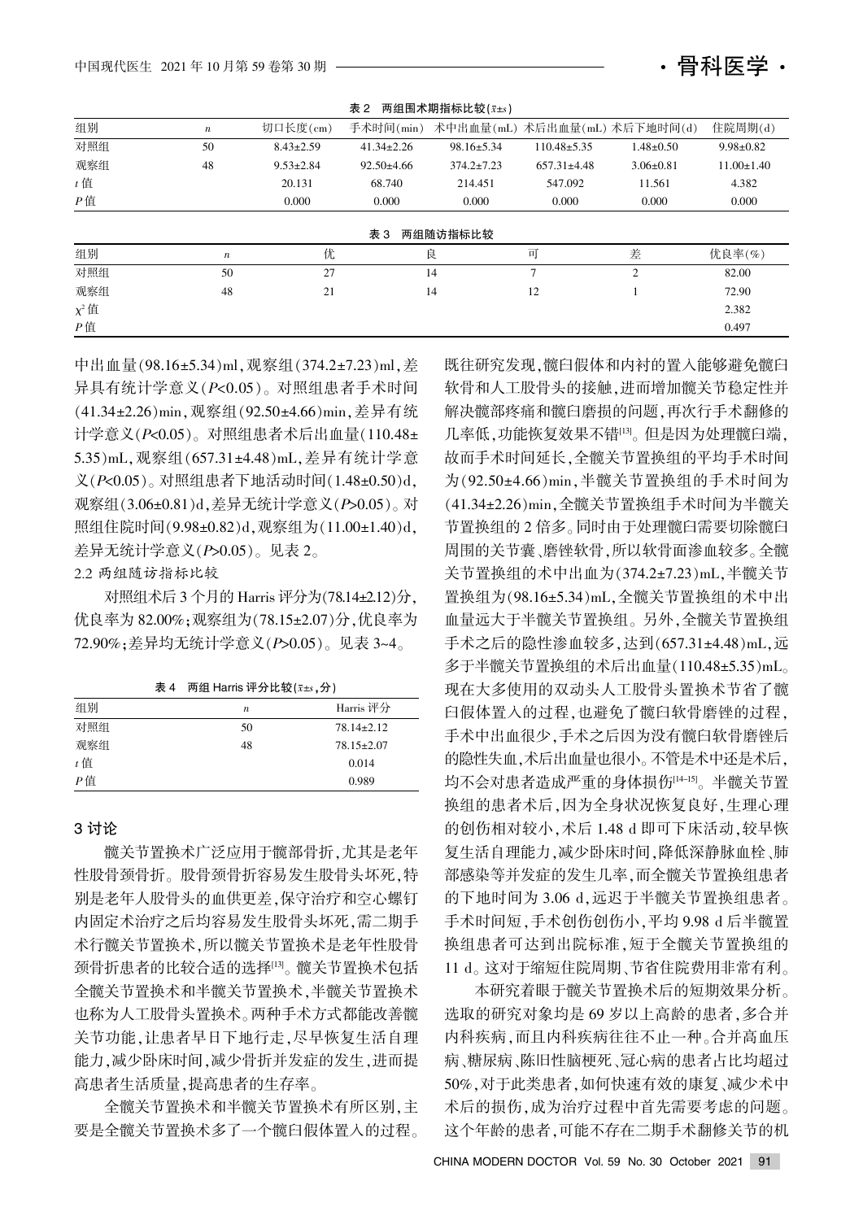表 2　两组围术期指标比较($\bar{x}\pm s$)

| 组别 | $n$ | 切口长度(cm) | 手术时间(min) | 术中出血量(mL) | 术后出血量(mL) | 术后下地时间(d) | 住院周期(d) |
|---|---|---|---|---|---|---|---|
| 对照组 | 50 | 8.43±2.59 | 41.34±2.26 | 98.16±5.34 | 110.48±5.35 | 1.48±0.50 | 9.98±0.82 |
| 观察组 | 48 | 9.53±2.84 | 92.50±4.66 | 374.2±7.23 | 657.31±4.48 | 3.06±0.81 | 11.00±1.40 |
| $t$ 值 | | 20.131 | 68.740 | 214.451 | 547.092 | 11.561 | 4.382 |
| $P$ 值 | | 0.000 | 0.000 | 0.000 | 0.000 | 0.000 | 0.000 |

表 3　两组随访指标比较

| 组别 | $n$ | 优 | 良 | 可 | 差 | 优良率(%) |
|---|---|---|---|---|---|---|
| 对照组 | 50 | 27 | 14 | 7 | 2 | 82.00 |
| 观察组 | 48 | 21 | 14 | 12 | 1 | 72.90 |
| $\chi^2$ 值 | | | | | | 2.382 |
| $P$ 值 | | | | | | 0.497 |

中出血量(98.16±5.34)ml，观察组(374.2±7.23)ml，差异具有统计学意义($P$<0.05)。对照组患者手术时间(41.34±2.26)min，观察组(92.50±4.66)min，差异有统计学意义($P$<0.05)。对照组患者术后出血量(110.48±5.35)mL，观察组(657.31±4.48)mL，差异有统计学意义($P$<0.05)。对照组患者下地活动时间(1.48±0.50)d，观察组(3.06±0.81)d，差异无统计学意义($P$>0.05)。对照组住院时间(9.98±0.82)d，观察组为(11.00±1.40)d，差异无统计学意义($P$>0.05)。见表 2。

2.2 两组随访指标比较

对照组术后 3 个月的 Harris 评分为(78.14±2.12)分，优良率为 82.00%；观察组为(78.15±2.07)分，优良率为 72.90%；差异均无统计学意义($P$>0.05)。见表 3~4。

表 4　两组 Harris 评分比较($\bar{x}\pm s$，分)

| 组别 | $n$ | Harris 评分 |
|---|---|---|
| 对照组 | 50 | 78.14±2.12 |
| 观察组 | 48 | 78.15±2.07 |
| $t$ 值 | | 0.014 |
| $P$ 值 | | 0.989 |

## 3 讨论

髋关节置换术广泛应用于髋部骨折，尤其是老年性股骨颈骨折。股骨颈骨折容易发生股骨头坏死，特别是老年人股骨头的血供更差，保守治疗和空心螺钉内固定术治疗之后均容易发生股骨头坏死，需二期手术行髋关节置换术，所以髋关节置换术是老年性股骨颈骨折患者的比较合适的选择[13]。髋关节置换术包括全髋关节置换术和半髋关节置换术，半髋关节置换术也称为人工股骨头置换术。两种手术方式都能改善髋关节功能，让患者早日下地行走，尽早恢复生活自理能力，减少卧床时间，减少骨折并发症的发生，进而提高患者生活质量，提高患者的生存率。

全髋关节置换术和半髋关节置换术有所区别，主要是全髋关节置换术多了一个髋臼假体置入的过程。既往研究发现，髋臼假体和内衬的置入能够避免髋臼软骨和人工股骨头的接触，进而增加髋关节稳定性并解决髋部疼痛和髋臼磨损的问题，再次行手术翻修的几率低，功能恢复效果不错[13]。但是因为处理髋臼端，故而手术时间延长，全髋关节置换组的平均手术时间为(92.50±4.66)min，半髋关节置换组的手术时间为(41.34±2.26)min，全髋关节置换组手术时间为半髋关节置换组的 2 倍多。同时由于处理髋臼需要切除髋臼周围的关节囊、磨锉软骨，所以软骨面渗血较多。全髋关节置换组的术中出血为(374.2±7.23)mL，半髋关节置换组为(98.16±5.34)mL，全髋关节置换组的术中出血量远大于半髋关节置换组。另外，全髋关节置换组手术之后的隐性渗血较多，达到(657.31±4.48)mL，远多于半髋关节置换组的术后出血量(110.48±5.35)mL。现在大多使用的双动头人工股骨头置换术节省了髋臼假体置入的过程，也避免了髋臼软骨磨锉的过程，手术中出血很少，手术之后因为没有髋臼软骨磨锉后的隐性失血，术后出血量也很小。不管是术中还是术后，均不会对患者造成严重的身体损伤[14-15]。半髋关节置换组的患者术后，因为全身状况恢复良好，生理心理的创伤相对较小，术后 1.48 d 即可下床活动，较早恢复生活自理能力，减少卧床时间，降低深静脉血栓、肺部感染等并发症的发生几率，而全髋关节置换组患者的下地时间为 3.06 d，远迟于半髋关节置换组患者。手术时间短，手术创伤创伤小，平均 9.98 d 后半髋置换组患者可达到出院标准，短于全髋关节置换组的 11 d。这对于缩短住院周期、节省住院费用非常有利。

本研究着眼于髋关节置换术后的短期效果分析。选取的研究对象均是 69 岁以上高龄的患者，多合并内科疾病，而且内科疾病往往不止一种。合并高血压病、糖尿病、陈旧性脑梗死、冠心病的患者占比均超过 50%，对于此类患者，如何快速有效的康复、减少术中术后的损伤，成为治疗过程中首先需要考虑的问题。这个年龄的患者，可能不存在二期手术翻修关节的机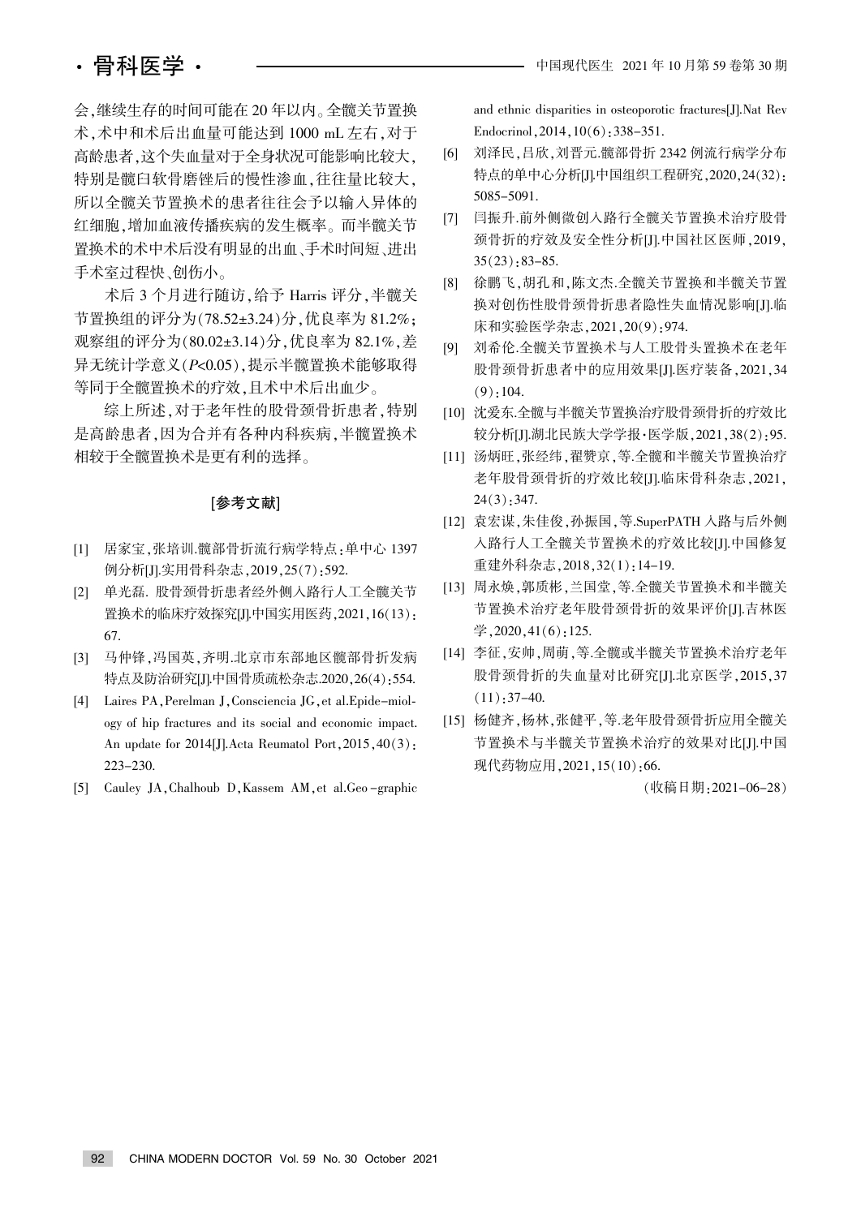会,继续生存的时间可能在 20 年以内。全髋关节置换术,术中和术后出血量可能达到 1000 mL 左右,对于高龄患者,这个失血量对于全身状况可能影响比较大,特别是髋臼软骨磨锉后的慢性渗血,往往量比较大,所以全髋关节置换术的患者往往会予以输入异体的红细胞,增加血液传播疾病的发生概率。而半髋关节置换术的术中术后没有明显的出血、手术时间短、进出手术室过程快、创伤小。

术后 3 个月进行随访,给予 Harris 评分,半髋关节置换组的评分为(78.52±3.24)分,优良率为 81.2%;观察组的评分为(80.02±3.14)分,优良率为 82.1%,差异无统计学意义($P<0.05$),提示半髋置换术能够取得等同于全髋置换术的疗效,且术中术后出血少。

综上所述,对于老年性的股骨颈骨折患者,特别是高龄患者,因为合并有各种内科疾病,半髋置换术相较于全髋置换术是更有利的选择。

## [参考文献]

[1] 居家宝,张培训.髋部骨折流行病学特点:单中心 1397 例分析[J].实用骨科杂志,2019,25(7):592.

[2] 单光磊. 股骨颈骨折患者经外侧入路行人工全髋关节置换术的临床疗效探究[J].中国实用医药,2021,16(13):67.

[3] 马仲锋,冯国英,齐明.北京市东部地区髋部骨折发病特点及防治研究[J].中国骨质疏松杂志.2020,26(4):554.

[4] Laires PA,Perelman J,Consciencia JG,et al.Epide-miology of hip fractures and its social and economic impact. An update for 2014[J].Acta Reumatol Port,2015,40(3):223-230.

[5] Cauley JA,Chalhoub D,Kassem AM,et al.Geo-graphic and ethnic disparities in osteoporotic fractures[J].Nat Rev Endocrinol,2014,10(6):338-351.

[6] 刘泽民,吕欣,刘晋元.髋部骨折 2342 例流行病学分布特点的单中心分析[J].中国组织工程研究,2020,24(32):5085-5091.

[7] 闫振升.前外侧微创入路行全髋关节置换术治疗股骨颈骨折的疗效及安全性分析[J].中国社区医师,2019,35(23):83-85.

[8] 徐鹏飞,胡孔和,陈文杰.全髋关节置换和半髋关节置换对创伤性股骨颈骨折患者隐性失血情况影响[J].临床和实验医学杂志,2021,20(9):974.

[9] 刘希伦.全髋关节置换术与人工股骨头置换术在老年股骨颈骨折患者中的应用效果[J].医疗装备,2021,34(9):104.

[10] 沈爱东.全髋与半髋关节置换治疗股骨颈骨折的疗效比较分析[J].湖北民族大学学报·医学版,2021,38(2):95.

[11] 汤炳旺,张经纬,翟赞京,等.全髋和半髋关节置换治疗老年股骨颈骨折的疗效比较[J].临床骨科杂志,2021,24(3):347.

[12] 袁宏谋,朱佳俊,孙振国,等.SuperPATH 入路与后外侧入路行人工全髋关节置换术的疗效比较[J].中国修复重建外科杂志,2018,32(1):14-19.

[13] 周永焕,郭质彬,兰国堂,等.全髋关节置换术和半髋关节置换术治疗老年股骨颈骨折的效果评价[J].吉林医学,2020,41(6):125.

[14] 李征,安帅,周萌,等.全髋或半髋关节置换术治疗老年股骨颈骨折的失血量对比研究[J].北京医学,2015,37(11):37-40.

[15] 杨健齐,杨林,张健平,等.老年股骨颈骨折应用全髋关节置换术与半髋关节置换术治疗的效果对比[J].中国现代药物应用,2021,15(10):66.

(收稿日期:2021-06-28)